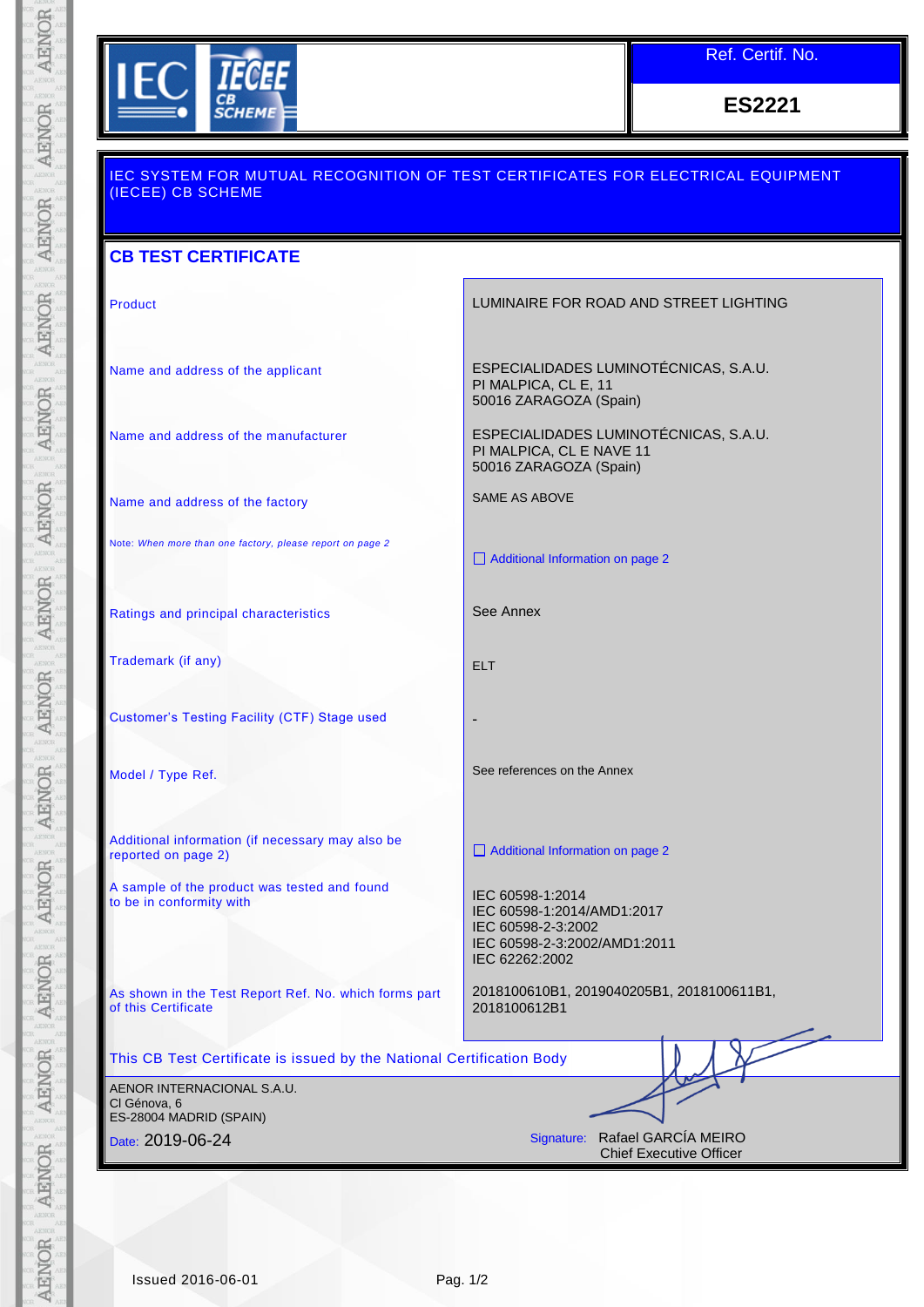Ref. Certif. No.

**ES2221**

IEC SYSTEM FOR MUTUAL RECOGNITION OF TEST CERTIFICATES FOR ELECTRICAL EQUIPMENT (IECEE) CB SCHEME

## CB TEST CERTIFICATE

| | |
|---|---|
| Product | LUMINAIRE FOR ROAD AND STREET LIGHTING |
| Name and address of the applicant | ESPECIALIDADES LUMINOTÉCNICAS, S.A.U.<br>PI MALPICA, CL E, 11<br>50016 ZARAGOZA (Spain) |
| Name and address of the manufacturer | ESPECIALIDADES LUMINOTÉCNICAS, S.A.U.<br>PI MALPICA, CL E NAVE 11<br>50016 ZARAGOZA (Spain) |
| Name and address of the factory | SAME AS ABOVE |
| Note: *When more than one factory, please report on page 2* | ☐ Additional Information on page 2 |
| Ratings and principal characteristics | See Annex |
| Trademark (if any) | ELT |
| Customer's Testing Facility (CTF) Stage used | - |
| Model / Type Ref. | See references on the Annex |
| Additional information (if necessary may also be reported on page 2) | ☐ Additional Information on page 2 |
| A sample of the product was tested and found to be in conformity with | IEC 60598-1:2014<br>IEC 60598-1:2014/AMD1:2017<br>IEC 60598-2-3:2002<br>IEC 60598-2-3:2002/AMD1:2011<br>IEC 62262:2002 |
| As shown in the Test Report Ref. No. which forms part of this Certificate | 2018100610B1, 2019040205B1, 2018100611B1, 2018100612B1 |

This CB Test Certificate is issued by the National Certification Body

AENOR INTERNACIONAL S.A.U.
Cl Génova, 6
ES-28004 MADRID (SPAIN)

Date: 2019-06-24

Signature: Rafael GARCÍA MEIRO
Chief Executive Officer

Issued 2016-06-01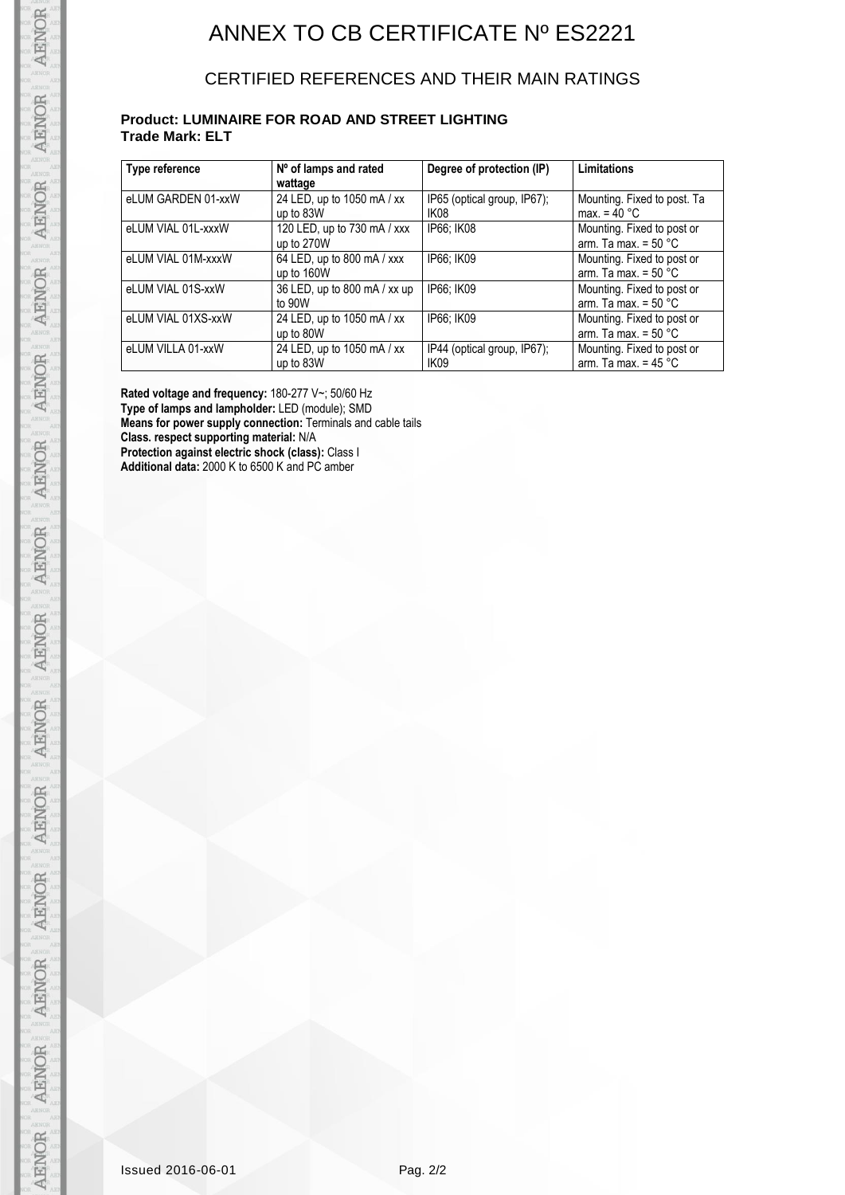# ANNEX TO CB CERTIFICATE Nº ES2221

## CERTIFIED REFERENCES AND THEIR MAIN RATINGS

**Product: LUMINAIRE FOR ROAD AND STREET LIGHTING**
**Trade Mark: ELT**

| Type reference | Nº of lamps and rated wattage | Degree of protection (IP) | Limitations |
|---|---|---|---|
| eLUM GARDEN 01-xxW | 24 LED, up to 1050 mA / xx up to 83W | IP65 (optical group, IP67); IK08 | Mounting. Fixed to post. Ta max. = 40 °C |
| eLUM VIAL 01L-xxxW | 120 LED, up to 730 mA / xxx up to 270W | IP66; IK08 | Mounting. Fixed to post or arm. Ta max. = 50 °C |
| eLUM VIAL 01M-xxxW | 64 LED, up to 800 mA / xxx up to 160W | IP66; IK09 | Mounting. Fixed to post or arm. Ta max. = 50 °C |
| eLUM VIAL 01S-xxW | 36 LED, up to 800 mA / xx up to 90W | IP66; IK09 | Mounting. Fixed to post or arm. Ta max. = 50 °C |
| eLUM VIAL 01XS-xxW | 24 LED, up to 1050 mA / xx up to 80W | IP66; IK09 | Mounting. Fixed to post or arm. Ta max. = 50 °C |
| eLUM VILLA 01-xxW | 24 LED, up to 1050 mA / xx up to 83W | IP44 (optical group, IP67); IK09 | Mounting. Fixed to post or arm. Ta max. = 45 °C |

**Rated voltage and frequency:** 180-277 V~; 50/60 Hz
**Type of lamps and lampholder:** LED (module); SMD
**Means for power supply connection:** Terminals and cable tails
**Class. respect supporting material:** N/A
**Protection against electric shock (class):** Class I
**Additional data:** 2000 K to 6500 K and PC amber

Issued 2016-06-01